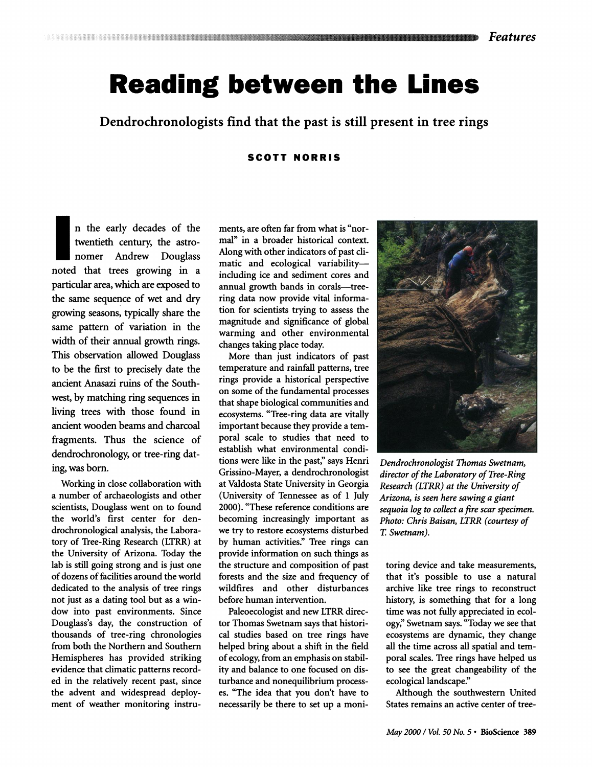# Reading between the Lines

## Dendrochronologists find that the past is still present in tree rings

**SCOTT NORRIS**

In the early decades of the twentieth century, the astronomer Andrew Douglass noted that trees growing in a particular area, which are exposed to the same sequence of wet and dry growing seasons, typically share the same pattern of variation in the width of their annual growth rings. This observation allowed Douglass to be the first to precisely date the ancient Anasazi ruins of the Southwest, by matching ring sequences in living trees with those found in ancient wooden beams and charcoal fragments. Thus the science of dendrochronology, or tree-ring dating, was born.

Working in close collaboration with a number of archaeologists and other scientists, Douglass went on to found the world's first center for dendrochronological analysis, the Laboratory of Tree-Ring Research (LTRR) at the University of Arizona. Today the lab is still going strong and is just one of dozens of facilities around the world dedicated to the analysis of tree rings not just as a dating tool but as a window into past environments. Since Douglass's day, the construction of thousands of tree-ring chronologies from both the Northern and Southern Hemispheres has provided striking evidence that climatic patterns recorded in the relatively recent past, since the advent and widespread deployment of weather monitoring instruments, are often far from what is "normal" in a broader historical context. Along with other indicators of past climatic and ecological variability—including ice and sediment cores and annual growth bands in corals—tree-ring data now provide vital information for scientists trying to assess the magnitude and significance of global warming and other environmental changes taking place today.

More than just indicators of past temperature and rainfall patterns, tree rings provide a historical perspective on some of the fundamental processes that shape biological communities and ecosystems. "Tree-ring data are vitally important because they provide a temporal scale to studies that need to establish what environmental conditions were like in the past," says Henri Grissino-Mayer, a dendrochronologist at Valdosta State University in Georgia (University of Tennessee as of 1 July 2000). "These reference conditions are becoming increasingly important as we try to restore ecosystems disturbed by human activities." Tree rings can provide information on such things as the structure and composition of past forests and the size and frequency of wildfires and other disturbances before human intervention.

Paleoecologist and new LTRR director Thomas Swetnam says that historical studies based on tree rings have helped bring about a shift in the field of ecology, from an emphasis on stability and balance to one focused on disturbance and nonequilibrium processes. "The idea that you don't have to necessarily be there to set up a monitoring device and take measurements, that it's possible to use a natural archive like tree rings to reconstruct history, is something that for a long time was not fully appreciated in ecology," Swetnam says. "Today we see that ecosystems are dynamic, they change all the time across all spatial and temporal scales. Tree rings have helped us to see the great changeability of the ecological landscape."

*Dendrochronologist Thomas Swetnam, director of the Laboratory of Tree-Ring Research (LTRR) at the University of Arizona, is seen here sawing a giant sequoia log to collect a fire scar specimen. Photo: Chris Baisan, LTRR (courtesy of T. Swetnam).*

Although the southwestern United States remains an active center of tree-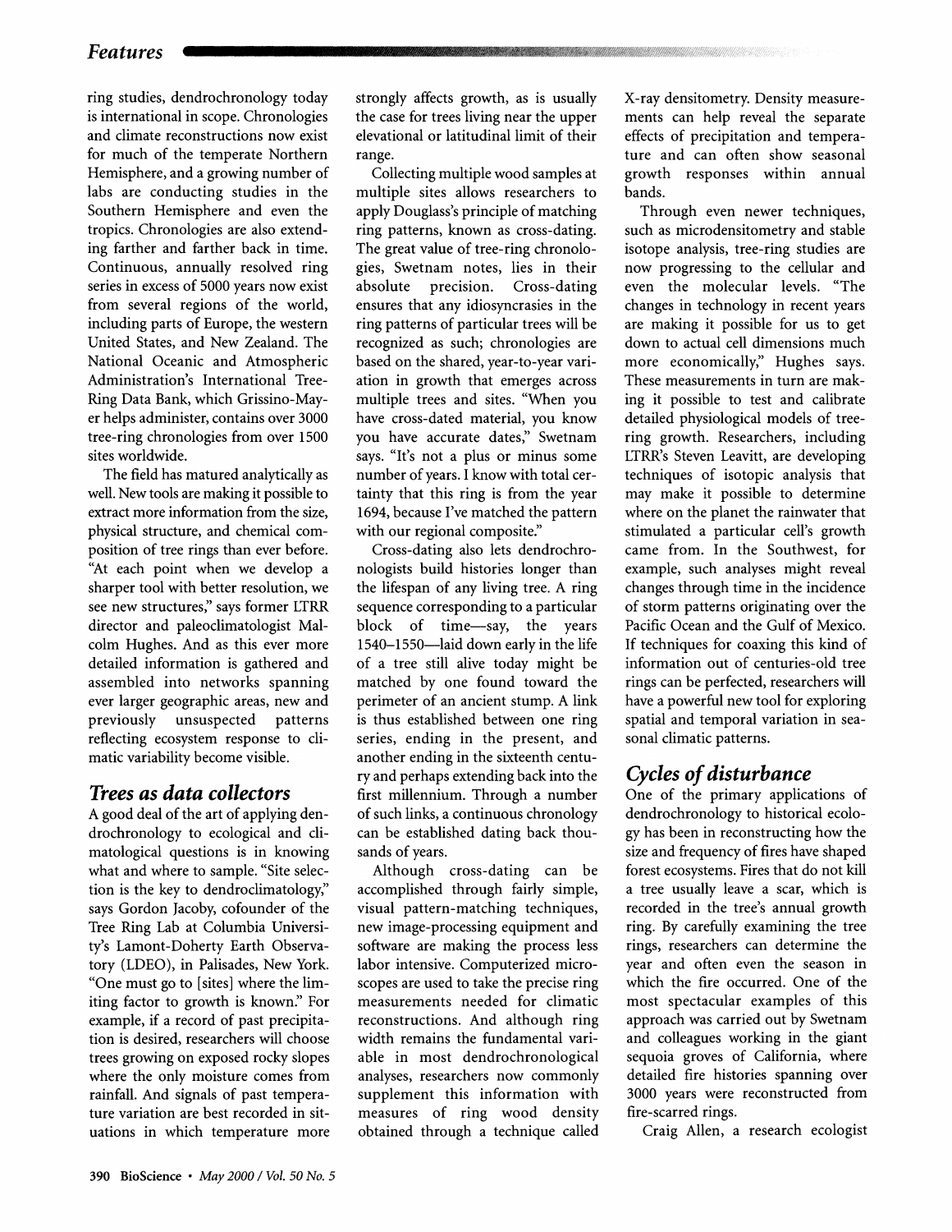ring studies, dendrochronology today is international in scope. Chronologies and climate reconstructions now exist for much of the temperate Northern Hemisphere, and a growing number of labs are conducting studies in the Southern Hemisphere and even the tropics. Chronologies are also extending farther and farther back in time. Continuous, annually resolved ring series in excess of 5000 years now exist from several regions of the world, including parts of Europe, the western United States, and New Zealand. The National Oceanic and Atmospheric Administration's International Tree-Ring Data Bank, which Grissino-Mayer helps administer, contains over 3000 tree-ring chronologies from over 1500 sites worldwide.

The field has matured analytically as well. New tools are making it possible to extract more information from the size, physical structure, and chemical composition of tree rings than ever before. "At each point when we develop a sharper tool with better resolution, we see new structures," says former LTRR director and paleoclimatologist Malcolm Hughes. And as this ever more detailed information is gathered and assembled into networks spanning ever larger geographic areas, new and previously unsuspected patterns reflecting ecosystem response to climatic variability become visible.

## *Trees as data collectors*

A good deal of the art of applying dendrochronology to ecological and climatological questions is in knowing what and where to sample. "Site selection is the key to dendroclimatology," says Gordon Jacoby, cofounder of the Tree Ring Lab at Columbia University's Lamont-Doherty Earth Observatory (LDEO), in Palisades, New York. "One must go to [sites] where the limiting factor to growth is known." For example, if a record of past precipitation is desired, researchers will choose trees growing on exposed rocky slopes where the only moisture comes from rainfall. And signals of past temperature variation are best recorded in situations in which temperature more strongly affects growth, as is usually the case for trees living near the upper elevational or latitudinal limit of their range.

Collecting multiple wood samples at multiple sites allows researchers to apply Douglass's principle of matching ring patterns, known as cross-dating. The great value of tree-ring chronologies, Swetnam notes, lies in their absolute precision. Cross-dating ensures that any idiosyncrasies in the ring patterns of particular trees will be recognized as such; chronologies are based on the shared, year-to-year variation in growth that emerges across multiple trees and sites. "When you have cross-dated material, you know you have accurate dates," Swetnam says. "It's not a plus or minus some number of years. I know with total certainty that this ring is from the year 1694, because I've matched the pattern with our regional composite."

Cross-dating also lets dendrochronologists build histories longer than the lifespan of any living tree. A ring sequence corresponding to a particular block of time—say, the years 1540–1550—laid down early in the life of a tree still alive today might be matched by one found toward the perimeter of an ancient stump. A link is thus established between one ring series, ending in the present, and another ending in the sixteenth century and perhaps extending back into the first millennium. Through a number of such links, a continuous chronology can be established dating back thousands of years.

Although cross-dating can be accomplished through fairly simple, visual pattern-matching techniques, new image-processing equipment and software are making the process less labor intensive. Computerized microscopes are used to take the precise ring measurements needed for climatic reconstructions. And although ring width remains the fundamental variable in most dendrochronological analyses, researchers now commonly supplement this information with measures of ring wood density obtained through a technique called X-ray densitometry. Density measurements can help reveal the separate effects of precipitation and temperature and can often show seasonal growth responses within annual bands.

Through even newer techniques, such as microdensitometry and stable isotope analysis, tree-ring studies are now progressing to the cellular and even the molecular levels. "The changes in technology in recent years are making it possible for us to get down to actual cell dimensions much more economically," Hughes says. These measurements in turn are making it possible to test and calibrate detailed physiological models of tree-ring growth. Researchers, including LTRR's Steven Leavitt, are developing techniques of isotopic analysis that may make it possible to determine where on the planet the rainwater that stimulated a particular cell's growth came from. In the Southwest, for example, such analyses might reveal changes through time in the incidence of storm patterns originating over the Pacific Ocean and the Gulf of Mexico. If techniques for coaxing this kind of information out of centuries-old tree rings can be perfected, researchers will have a powerful new tool for exploring spatial and temporal variation in seasonal climatic patterns.

## *Cycles of disturbance*

One of the primary applications of dendrochronology to historical ecology has been in reconstructing how the size and frequency of fires have shaped forest ecosystems. Fires that do not kill a tree usually leave a scar, which is recorded in the tree's annual growth ring. By carefully examining the tree rings, researchers can determine the year and often even the season in which the fire occurred. One of the most spectacular examples of this approach was carried out by Swetnam and colleagues working in the giant sequoia groves of California, where detailed fire histories spanning over 3000 years were reconstructed from fire-scarred rings.

Craig Allen, a research ecologist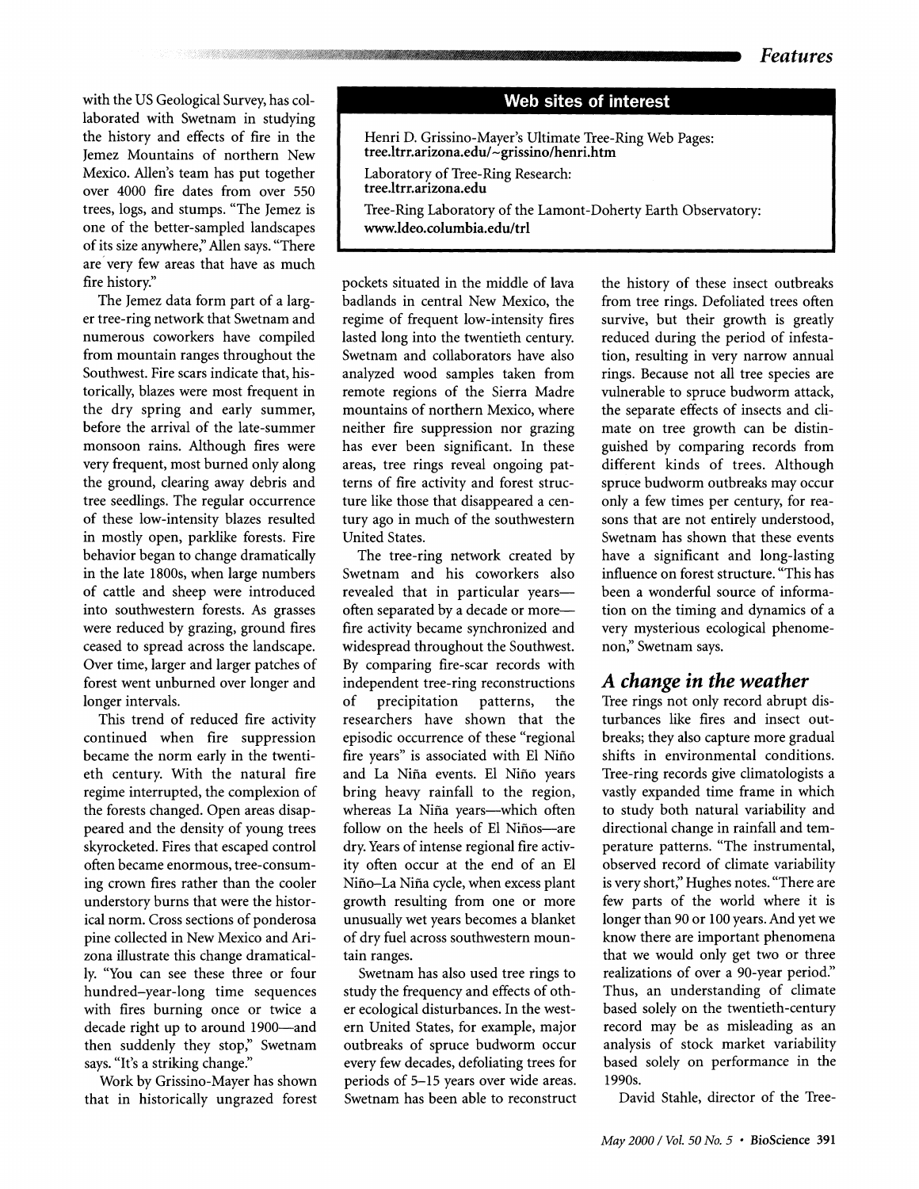with the US Geological Survey, has collaborated with Swetnam in studying the history and effects of fire in the Jemez Mountains of northern New Mexico. Allen's team has put together over 4000 fire dates from over 550 trees, logs, and stumps. "The Jemez is one of the better-sampled landscapes of its size anywhere," Allen says. "There are very few areas that have as much fire history."

The Jemez data form part of a larger tree-ring network that Swetnam and numerous coworkers have compiled from mountain ranges throughout the Southwest. Fire scars indicate that, historically, blazes were most frequent in the dry spring and early summer, before the arrival of the late-summer monsoon rains. Although fires were very frequent, most burned only along the ground, clearing away debris and tree seedlings. The regular occurrence of these low-intensity blazes resulted in mostly open, parklike forests. Fire behavior began to change dramatically in the late 1800s, when large numbers of cattle and sheep were introduced into southwestern forests. As grasses were reduced by grazing, ground fires ceased to spread across the landscape. Over time, larger and larger patches of forest went unburned over longer and longer intervals.

This trend of reduced fire activity continued when fire suppression became the norm early in the twentieth century. With the natural fire regime interrupted, the complexion of the forests changed. Open areas disappeared and the density of young trees skyrocketed. Fires that escaped control often became enormous, tree-consuming crown fires rather than the cooler understory burns that were the historical norm. Cross sections of ponderosa pine collected in New Mexico and Arizona illustrate this change dramatically. "You can see these three or four hundred-year-long time sequences with fires burning once or twice a decade right up to around 1900—and then suddenly they stop," Swetnam says. "It's a striking change."

Work by Grissino-Mayer has shown that in historically ungrazed forest pockets situated in the middle of lava badlands in central New Mexico, the regime of frequent low-intensity fires lasted long into the twentieth century. Swetnam and collaborators have also analyzed wood samples taken from remote regions of the Sierra Madre mountains of northern Mexico, where neither fire suppression nor grazing has ever been significant. In these areas, tree rings reveal ongoing patterns of fire activity and forest structure like those that disappeared a century ago in much of the southwestern United States.

The tree-ring network created by Swetnam and his coworkers also revealed that in particular years—often separated by a decade or more—fire activity became synchronized and widespread throughout the Southwest. By comparing fire-scar records with independent tree-ring reconstructions of precipitation patterns, the researchers have shown that the episodic occurrence of these "regional fire years" is associated with El Niño and La Niña events. El Niño years bring heavy rainfall to the region, whereas La Niña years—which often follow on the heels of El Niños—are dry. Years of intense regional fire activity often occur at the end of an El Niño–La Niña cycle, when excess plant growth resulting from one or more unusually wet years becomes a blanket of dry fuel across southwestern mountain ranges.

Swetnam has also used tree rings to study the frequency and effects of other ecological disturbances. In the western United States, for example, major outbreaks of spruce budworm occur every few decades, defoliating trees for periods of 5–15 years over wide areas. Swetnam has been able to reconstruct the history of these insect outbreaks from tree rings. Defoliated trees often survive, but their growth is greatly reduced during the period of infestation, resulting in very narrow annual rings. Because not all tree species are vulnerable to spruce budworm attack, the separate effects of insects and climate on tree growth can be distinguished by comparing records from different kinds of trees. Although spruce budworm outbreaks may occur only a few times per century, for reasons that are not entirely understood, Swetnam has shown that these events have a significant and long-lasting influence on forest structure. "This has been a wonderful source of information on the timing and dynamics of a very mysterious ecological phenomenon," Swetnam says.

## Web sites of interest

Henri D. Grissino-Mayer's Ultimate Tree-Ring Web Pages:
**tree.ltrr.arizona.edu/~grissino/henri.htm**

Laboratory of Tree-Ring Research:
**tree.ltrr.arizona.edu**

Tree-Ring Laboratory of the Lamont-Doherty Earth Observatory:
**www.ldeo.columbia.edu/trl**

## A change in the weather

Tree rings not only record abrupt disturbances like fires and insect outbreaks; they also capture more gradual shifts in environmental conditions. Tree-ring records give climatologists a vastly expanded time frame in which to study both natural variability and directional change in rainfall and temperature patterns. "The instrumental, observed record of climate variability is very short," Hughes notes. "There are few parts of the world where it is longer than 90 or 100 years. And yet we know there are important phenomena that we would only get two or three realizations of over a 90-year period." Thus, an understanding of climate based solely on the twentieth-century record may be as misleading as an analysis of stock market variability based solely on performance in the 1990s.

David Stahle, director of the Tree-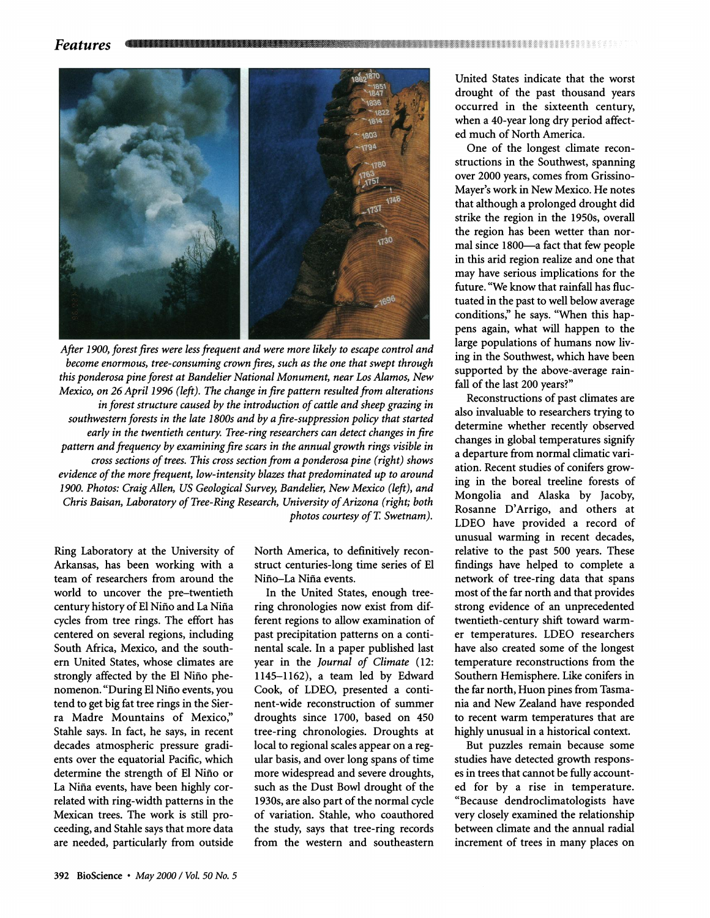*After 1900, forest fires were less frequent and were more likely to escape control and become enormous, tree-consuming crown fires, such as the one that swept through this ponderosa pine forest at Bandelier National Monument, near Los Alamos, New Mexico, on 26 April 1996 (left). The change in fire pattern resulted from alterations in forest structure caused by the introduction of cattle and sheep grazing in southwestern forests in the late 1800s and by a fire-suppression policy that started early in the twentieth century. Tree-ring researchers can detect changes in fire pattern and frequency by examining fire scars in the annual growth rings visible in cross sections of trees. This cross section from a ponderosa pine (right) shows evidence of the more frequent, low-intensity blazes that predominated up to around 1900. Photos: Craig Allen, US Geological Survey, Bandelier, New Mexico (left), and Chris Baisan, Laboratory of Tree-Ring Research, University of Arizona (right; both photos courtesy of T. Swetnam).*

Ring Laboratory at the University of Arkansas, has been working with a team of researchers from around the world to uncover the pre–twentieth century history of El Niño and La Niña cycles from tree rings. The effort has centered on several regions, including South Africa, Mexico, and the southern United States, whose climates are strongly affected by the El Niño phenomenon. "During El Niño events, you tend to get big fat tree rings in the Sierra Madre Mountains of Mexico," Stahle says. In fact, he says, in recent decades atmospheric pressure gradients over the equatorial Pacific, which determine the strength of El Niño or La Niña events, have been highly correlated with ring-width patterns in the Mexican trees. The work is still proceeding, and Stahle says that more data are needed, particularly from outside North America, to definitively reconstruct centuries-long time series of El Niño–La Niña events.

In the United States, enough tree-ring chronologies now exist from different regions to allow examination of past precipitation patterns on a continental scale. In a paper published last year in the *Journal of Climate* (12: 1145–1162), a team led by Edward Cook, of LDEO, presented a continent-wide reconstruction of summer droughts since 1700, based on 450 tree-ring chronologies. Droughts at local to regional scales appear on a regular basis, and over long spans of time more widespread and severe droughts, such as the Dust Bowl drought of the 1930s, are also part of the normal cycle of variation. Stahle, who coauthored the study, says that tree-ring records from the western and southeastern United States indicate that the worst drought of the past thousand years occurred in the sixteenth century, when a 40-year long dry period affected much of North America.

One of the longest climate reconstructions in the Southwest, spanning over 2000 years, comes from Grissino-Mayer's work in New Mexico. He notes that although a prolonged drought did strike the region in the 1950s, overall the region has been wetter than normal since 1800—a fact that few people in this arid region realize and one that may have serious implications for the future. "We know that rainfall has fluctuated in the past to well below average conditions," he says. "When this happens again, what will happen to the large populations of humans now living in the Southwest, which have been supported by the above-average rainfall of the last 200 years?"

Reconstructions of past climates are also invaluable to researchers trying to determine whether recently observed changes in global temperatures signify a departure from normal climatic variation. Recent studies of conifers growing in the boreal treeline forests of Mongolia and Alaska by Jacoby, Rosanne D'Arrigo, and others at LDEO have provided a record of unusual warming in recent decades, relative to the past 500 years. These findings have helped to complete a network of tree-ring data that spans most of the far north and that provides strong evidence of an unprecedented twentieth-century shift toward warmer temperatures. LDEO researchers have also created some of the longest temperature reconstructions from the Southern Hemisphere. Like conifers in the far north, Huon pines from Tasmania and New Zealand have responded to recent warm temperatures that are highly unusual in a historical context.

But puzzles remain because some studies have detected growth responses in trees that cannot be fully accounted for by a rise in temperature. "Because dendroclimatologists have very closely examined the relationship between climate and the annual radial increment of trees in many places on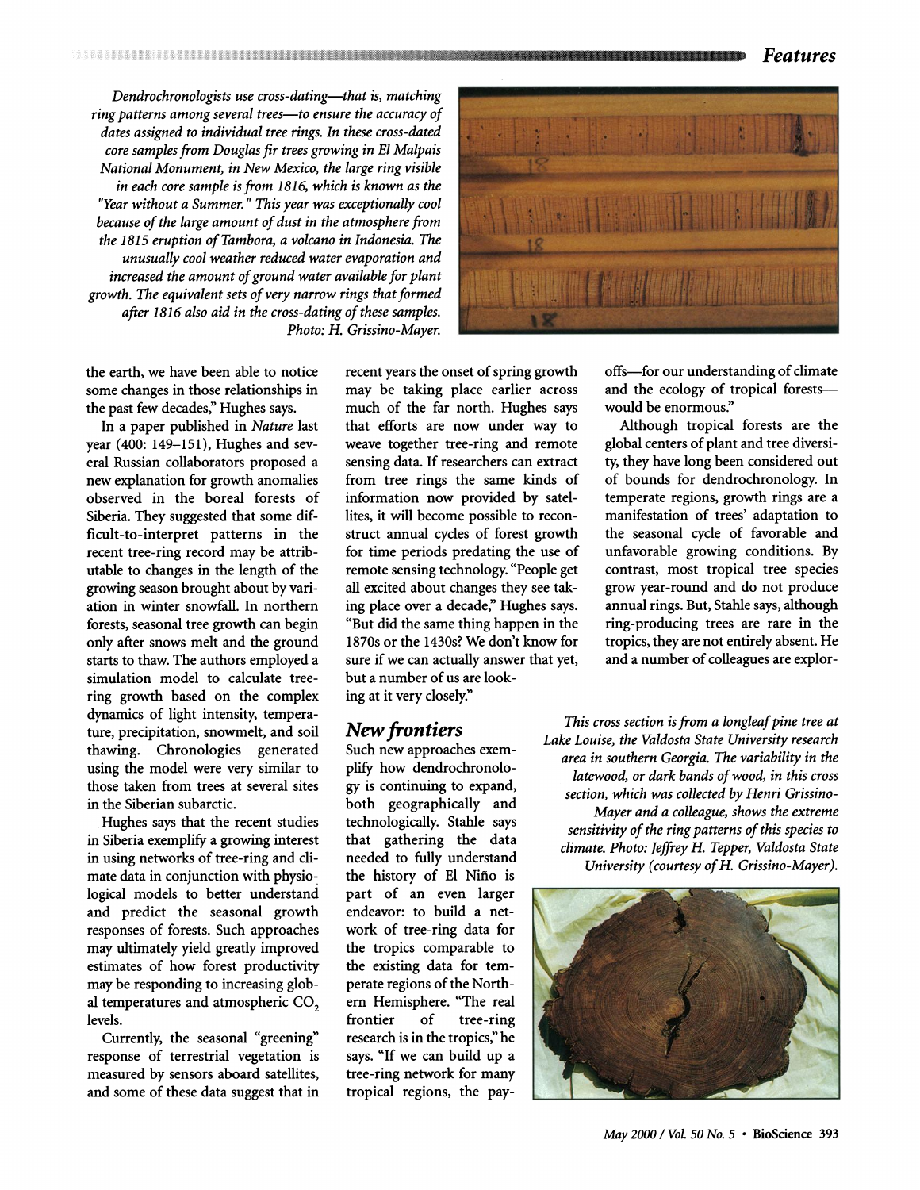*Dendrochronologists use cross-dating—that is, matching ring patterns among several trees—to ensure the accuracy of dates assigned to individual tree rings. In these cross-dated core samples from Douglas fir trees growing in El Malpais National Monument, in New Mexico, the large ring visible in each core sample is from 1816, which is known as the "Year without a Summer." This year was exceptionally cool because of the large amount of dust in the atmosphere from the 1815 eruption of Tambora, a volcano in Indonesia. The unusually cool weather reduced water evaporation and increased the amount of ground water available for plant growth. The equivalent sets of very narrow rings that formed after 1816 also aid in the cross-dating of these samples. Photo: H. Grissino-Mayer.*

the earth, we have been able to notice some changes in those relationships in the past few decades," Hughes says.

In a paper published in *Nature* last year (400: 149–151), Hughes and several Russian collaborators proposed a new explanation for growth anomalies observed in the boreal forests of Siberia. They suggested that some difficult-to-interpret patterns in the recent tree-ring record may be attributable to changes in the length of the growing season brought about by variation in winter snowfall. In northern forests, seasonal tree growth can begin only after snows melt and the ground starts to thaw. The authors employed a simulation model to calculate tree-ring growth based on the complex dynamics of light intensity, temperature, precipitation, snowmelt, and soil thawing. Chronologies generated using the model were very similar to those taken from trees at several sites in the Siberian subarctic.

Hughes says that the recent studies in Siberia exemplify a growing interest in using networks of tree-ring and climate data in conjunction with physiological models to better understand and predict the seasonal growth responses of forests. Such approaches may ultimately yield greatly improved estimates of how forest productivity may be responding to increasing global temperatures and atmospheric $CO_2$ levels.

Currently, the seasonal "greening" response of terrestrial vegetation is measured by sensors aboard satellites, and some of these data suggest that in recent years the onset of spring growth may be taking place earlier across much of the far north. Hughes says that efforts are now under way to weave together tree-ring and remote sensing data. If researchers can extract from tree rings the same kinds of information now provided by satellites, it will become possible to reconstruct annual cycles of forest growth for time periods predating the use of remote sensing technology. "People get all excited about changes they see taking place over a decade," Hughes says. "But did the same thing happen in the 1870s or the 1430s? We don't know for sure if we can actually answer that yet, but a number of us are looking at it very closely."

## New frontiers

Such new approaches exemplify how dendrochronology is continuing to expand, both geographically and technologically. Stahle says that gathering the data needed to fully understand the history of El Niño is part of an even larger endeavor: to build a network of tree-ring data for the tropics comparable to the existing data for temperate regions of the Northern Hemisphere. "The real frontier of tree-ring research is in the tropics," he says. "If we can build up a tree-ring network for many tropical regions, the payoffs—for our understanding of climate and the ecology of tropical forests—would be enormous."

Although tropical forests are the global centers of plant and tree diversity, they have long been considered out of bounds for dendrochronology. In temperate regions, growth rings are a manifestation of trees' adaptation to the seasonal cycle of favorable and unfavorable growing conditions. By contrast, most tropical tree species grow year-round and do not produce annual rings. But, Stahle says, although ring-producing trees are rare in the tropics, they are not entirely absent. He and a number of colleagues are explor-

*This cross section is from a longleaf pine tree at Lake Louise, the Valdosta State University research area in southern Georgia. The variability in the latewood, or dark bands of wood, in this cross section, which was collected by Henri Grissino-Mayer and a colleague, shows the extreme sensitivity of the ring patterns of this species to climate. Photo: Jeffrey H. Tepper, Valdosta State University (courtesy of H. Grissino-Mayer).*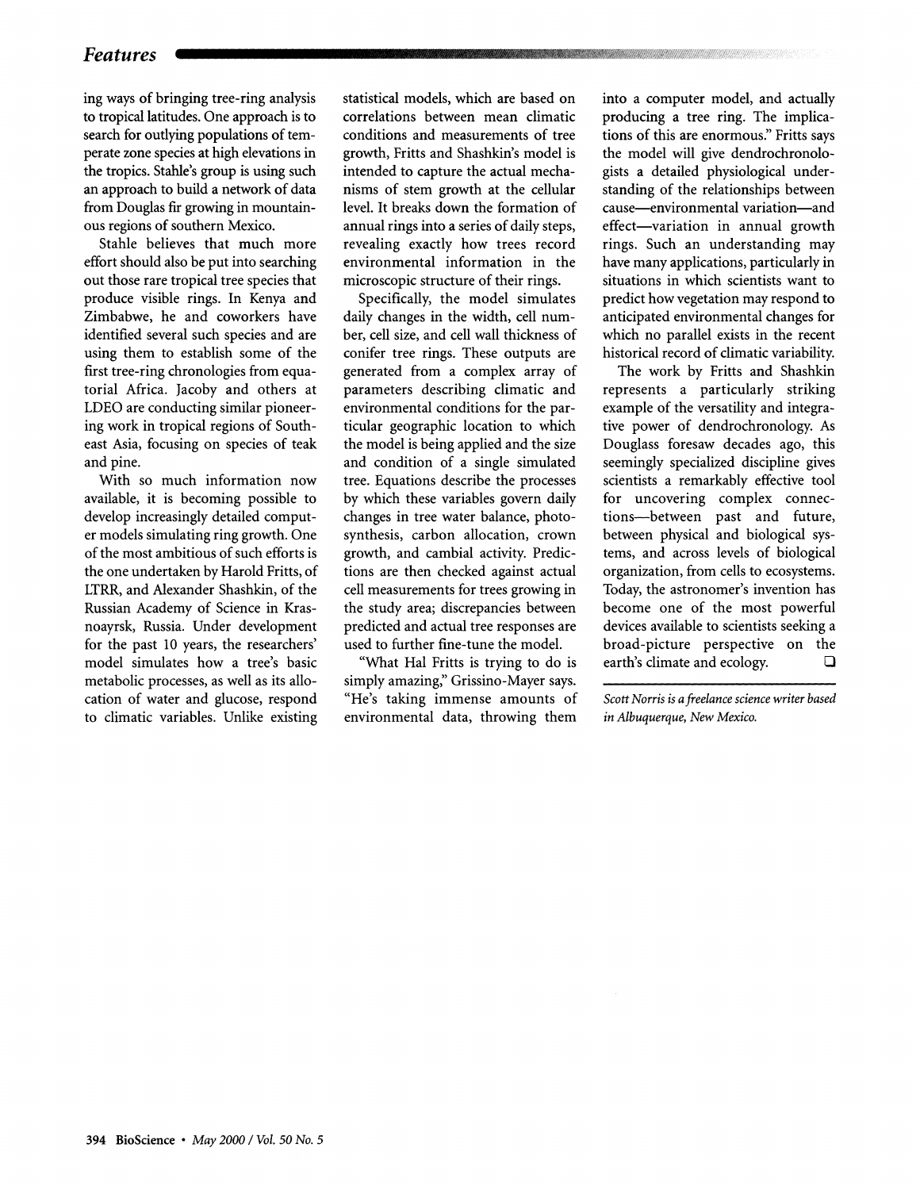ing ways of bringing tree-ring analysis to tropical latitudes. One approach is to search for outlying populations of temperate zone species at high elevations in the tropics. Stahle's group is using such an approach to build a network of data from Douglas fir growing in mountainous regions of southern Mexico.

Stahle believes that much more effort should also be put into searching out those rare tropical tree species that produce visible rings. In Kenya and Zimbabwe, he and coworkers have identified several such species and are using them to establish some of the first tree-ring chronologies from equatorial Africa. Jacoby and others at LDEO are conducting similar pioneering work in tropical regions of Southeast Asia, focusing on species of teak and pine.

With so much information now available, it is becoming possible to develop increasingly detailed computer models simulating ring growth. One of the most ambitious of such efforts is the one undertaken by Harold Fritts, of LTRR, and Alexander Shashkin, of the Russian Academy of Science in Krasnoayrsk, Russia. Under development for the past 10 years, the researchers' model simulates how a tree's basic metabolic processes, as well as its allocation of water and glucose, respond to climatic variables. Unlike existing statistical models, which are based on correlations between mean climatic conditions and measurements of tree growth, Fritts and Shashkin's model is intended to capture the actual mechanisms of stem growth at the cellular level. It breaks down the formation of annual rings into a series of daily steps, revealing exactly how trees record environmental information in the microscopic structure of their rings.

Specifically, the model simulates daily changes in the width, cell number, cell size, and cell wall thickness of conifer tree rings. These outputs are generated from a complex array of parameters describing climatic and environmental conditions for the particular geographic location to which the model is being applied and the size and condition of a single simulated tree. Equations describe the processes by which these variables govern daily changes in tree water balance, photosynthesis, carbon allocation, crown growth, and cambial activity. Predictions are then checked against actual cell measurements for trees growing in the study area; discrepancies between predicted and actual tree responses are used to further fine-tune the model.

"What Hal Fritts is trying to do is simply amazing," Grissino-Mayer says. "He's taking immense amounts of environmental data, throwing them into a computer model, and actually producing a tree ring. The implications of this are enormous." Fritts says the model will give dendrochronologists a detailed physiological understanding of the relationships between cause—environmental variation—and effect—variation in annual growth rings. Such an understanding may have many applications, particularly in situations in which scientists want to predict how vegetation may respond to anticipated environmental changes for which no parallel exists in the recent historical record of climatic variability.

The work by Fritts and Shashkin represents a particularly striking example of the versatility and integrative power of dendrochronology. As Douglass foresaw decades ago, this seemingly specialized discipline gives scientists a remarkably effective tool for uncovering complex connections—between past and future, between physical and biological systems, and across levels of biological organization, from cells to ecosystems. Today, the astronomer's invention has become one of the most powerful devices available to scientists seeking a broad-picture perspective on the earth's climate and ecology. ❑

---

*Scott Norris is a freelance science writer based in Albuquerque, New Mexico.*